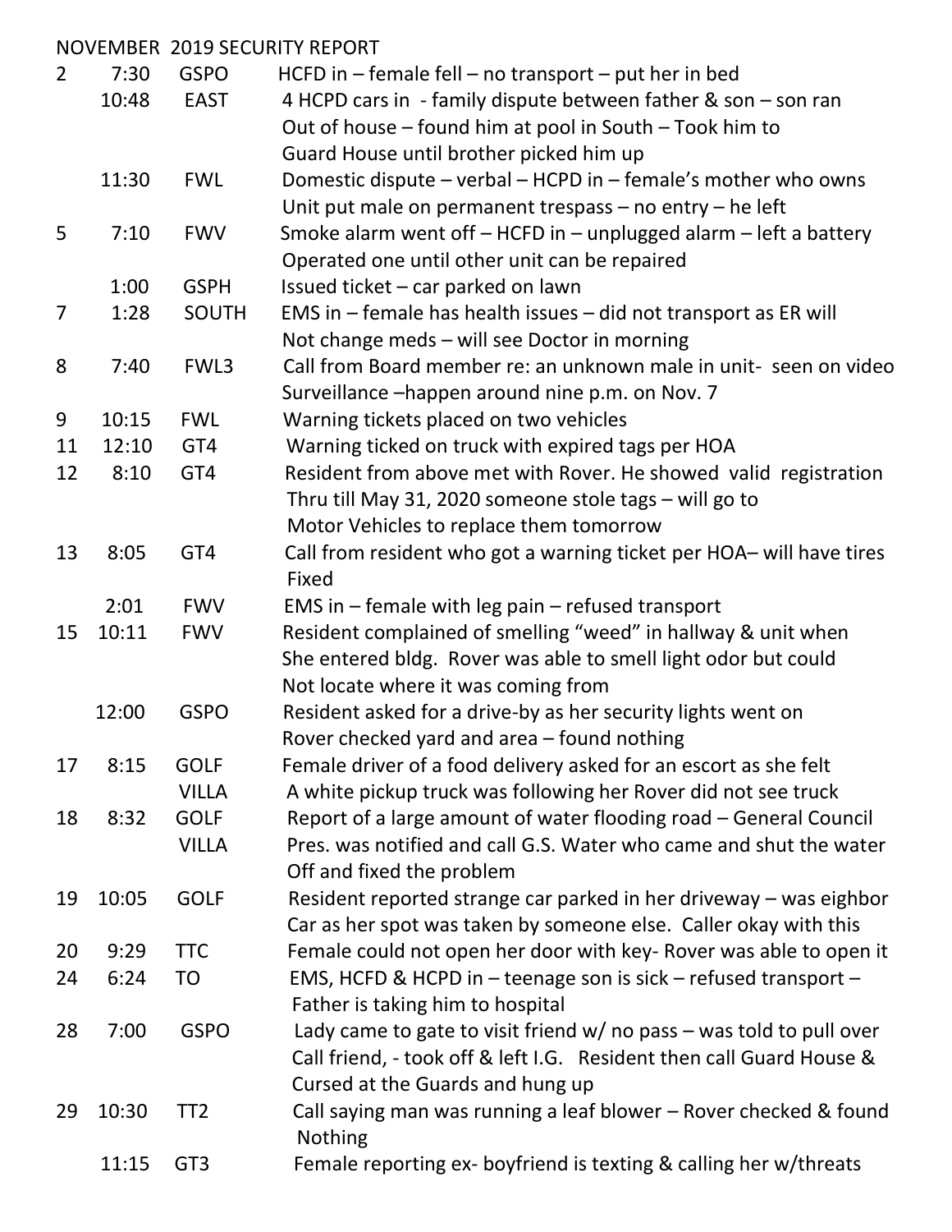# NOVEMBER 2019 SECURITY REPORT

| Date | Time | Location | Report |
|---|---|---|---|
| 2 | 7:30 | GSPO | HCFD in – female fell – no transport – put her in bed |
| | 10:48 | EAST | 4 HCPD cars in - family dispute between father & son – son ran Out of house – found him at pool in South – Took him to Guard House until brother picked him up |
| | 11:30 | FWL | Domestic dispute – verbal – HCPD in – female's mother who owns Unit put male on permanent trespass – no entry – he left |
| 5 | 7:10 | FWV | Smoke alarm went off – HCFD in – unplugged alarm – left a battery Operated one until other unit can be repaired |
| | 1:00 | GSPH | Issued ticket – car parked on lawn |
| 7 | 1:28 | SOUTH | EMS in – female has health issues – did not transport as ER will Not change meds – will see Doctor in morning |
| 8 | 7:40 | FWL3 | Call from Board member re: an unknown male in unit- seen on video Surveillance –happen around nine p.m. on Nov. 7 |
| 9 | 10:15 | FWL | Warning tickets placed on two vehicles |
| 11 | 12:10 | GT4 | Warning ticked on truck with expired tags per HOA |
| 12 | 8:10 | GT4 | Resident from above met with Rover. He showed valid registration Thru till May 31, 2020 someone stole tags – will go to Motor Vehicles to replace them tomorrow |
| 13 | 8:05 | GT4 | Call from resident who got a warning ticket per HOA– will have tires Fixed |
| | 2:01 | FWV | EMS in – female with leg pain – refused transport |
| 15 | 10:11 | FWV | Resident complained of smelling "weed" in hallway & unit when She entered bldg. Rover was able to smell light odor but could Not locate where it was coming from |
| | 12:00 | GSPO | Resident asked for a drive-by as her security lights went on Rover checked yard and area – found nothing |
| 17 | 8:15 | GOLF VILLA | Female driver of a food delivery asked for an escort as she felt A white pickup truck was following her Rover did not see truck |
| 18 | 8:32 | GOLF VILLA | Report of a large amount of water flooding road – General Council Pres. was notified and call G.S. Water who came and shut the water Off and fixed the problem |
| 19 | 10:05 | GOLF | Resident reported strange car parked in her driveway – was eighbor Car as her spot was taken by someone else. Caller okay with this |
| 20 | 9:29 | TTC | Female could not open her door with key- Rover was able to open it |
| 24 | 6:24 | TO | EMS, HCFD & HCPD in – teenage son is sick – refused transport – Father is taking him to hospital |
| 28 | 7:00 | GSPO | Lady came to gate to visit friend w/ no pass – was told to pull over Call friend, - took off & left I.G. Resident then call Guard House & Cursed at the Guards and hung up |
| 29 | 10:30 | TT2 | Call saying man was running a leaf blower – Rover checked & found Nothing |
| | 11:15 | GT3 | Female reporting ex- boyfriend is texting & calling her w/threats |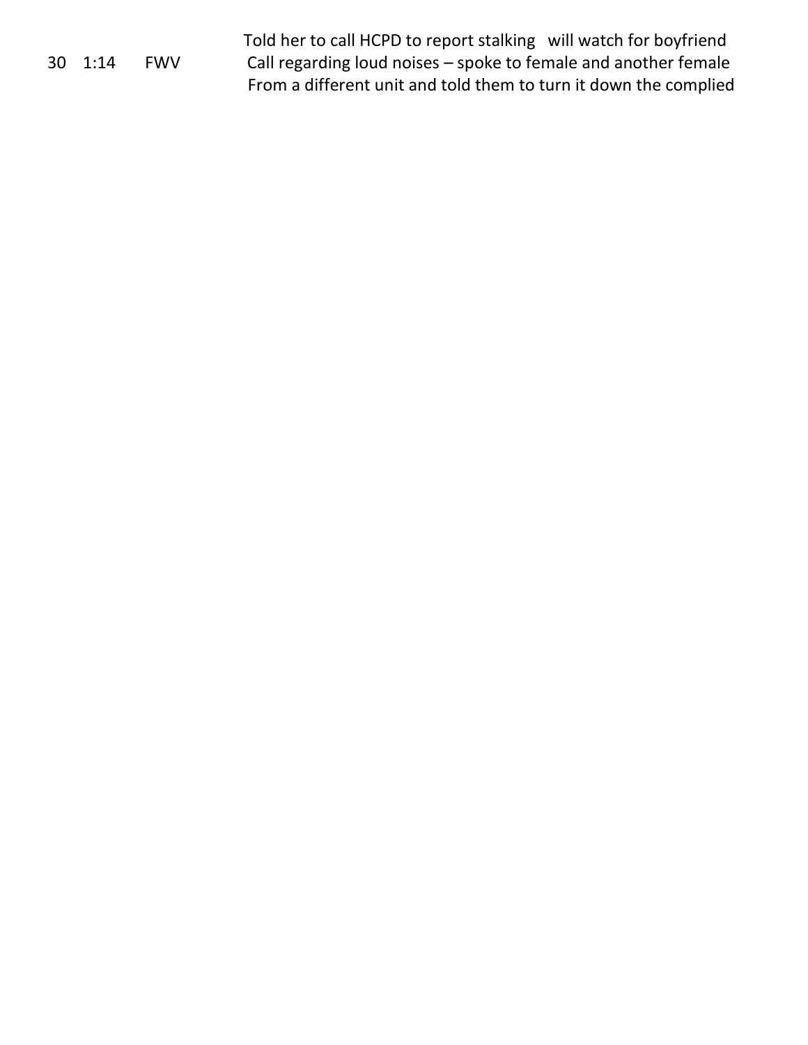| | | | |
|---|---|---|---|
| | | | Told her to call HCPD to report stalking   will watch for boyfriend |
| 30 | 1:14 | FWV | Call regarding loud noises – spoke to female and another female From a different unit and told them to turn it down the complied |